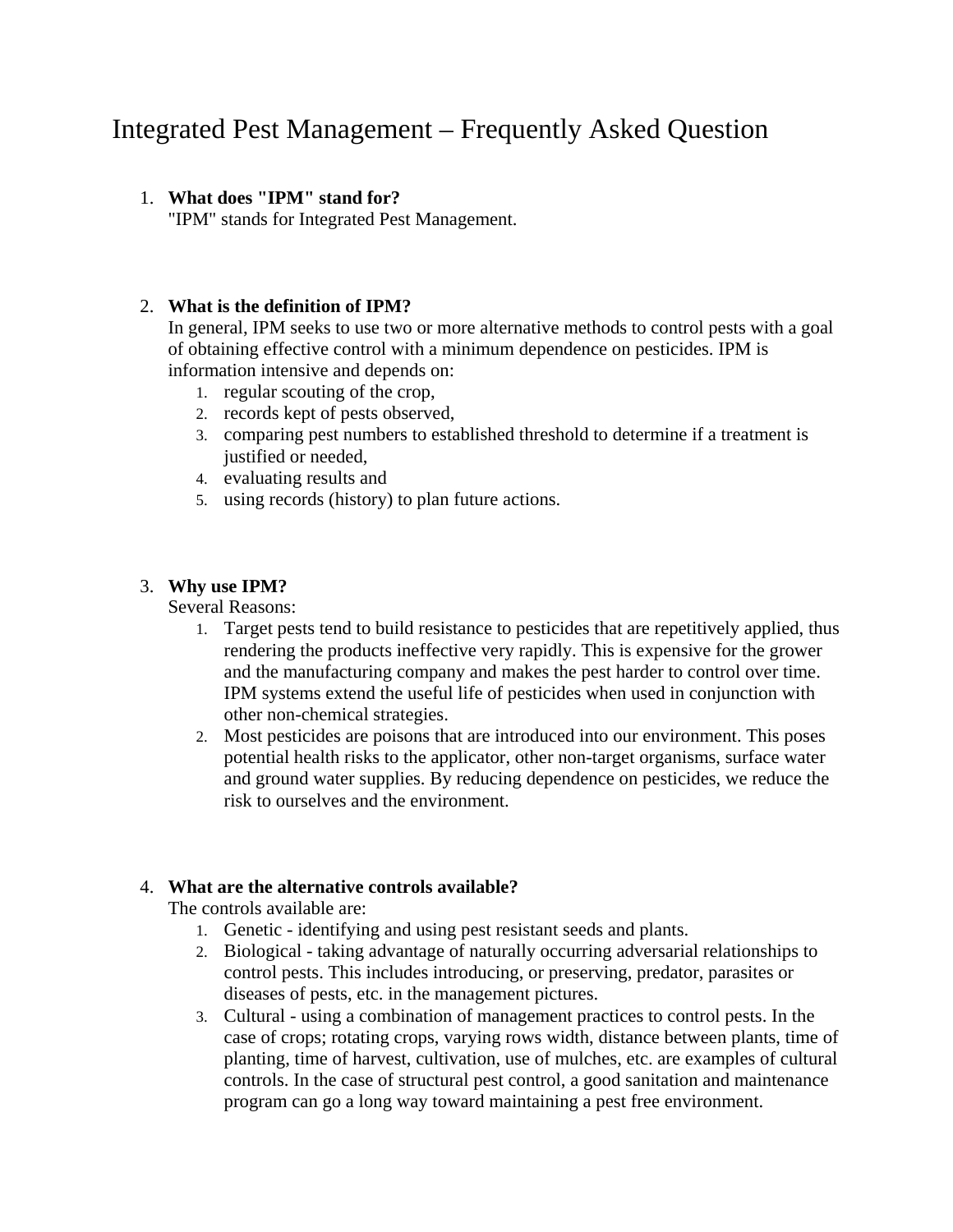# Integrated Pest Management – Frequently Asked Question

1. **What does "IPM" stand for?**
   "IPM" stands for Integrated Pest Management.

2. **What is the definition of IPM?**
   In general, IPM seeks to use two or more alternative methods to control pests with a goal of obtaining effective control with a minimum dependence on pesticides. IPM is information intensive and depends on:
   1. regular scouting of the crop,
   2. records kept of pests observed,
   3. comparing pest numbers to established threshold to determine if a treatment is justified or needed,
   4. evaluating results and
   5. using records (history) to plan future actions.

3. **Why use IPM?**
   Several Reasons:
   1. Target pests tend to build resistance to pesticides that are repetitively applied, thus rendering the products ineffective very rapidly. This is expensive for the grower and the manufacturing company and makes the pest harder to control over time. IPM systems extend the useful life of pesticides when used in conjunction with other non-chemical strategies.
   2. Most pesticides are poisons that are introduced into our environment. This poses potential health risks to the applicator, other non-target organisms, surface water and ground water supplies. By reducing dependence on pesticides, we reduce the risk to ourselves and the environment.

4. **What are the alternative controls available?**
   The controls available are:
   1. Genetic - identifying and using pest resistant seeds and plants.
   2. Biological - taking advantage of naturally occurring adversarial relationships to control pests. This includes introducing, or preserving, predator, parasites or diseases of pests, etc. in the management pictures.
   3. Cultural - using a combination of management practices to control pests. In the case of crops; rotating crops, varying rows width, distance between plants, time of planting, time of harvest, cultivation, use of mulches, etc. are examples of cultural controls. In the case of structural pest control, a good sanitation and maintenance program can go a long way toward maintaining a pest free environment.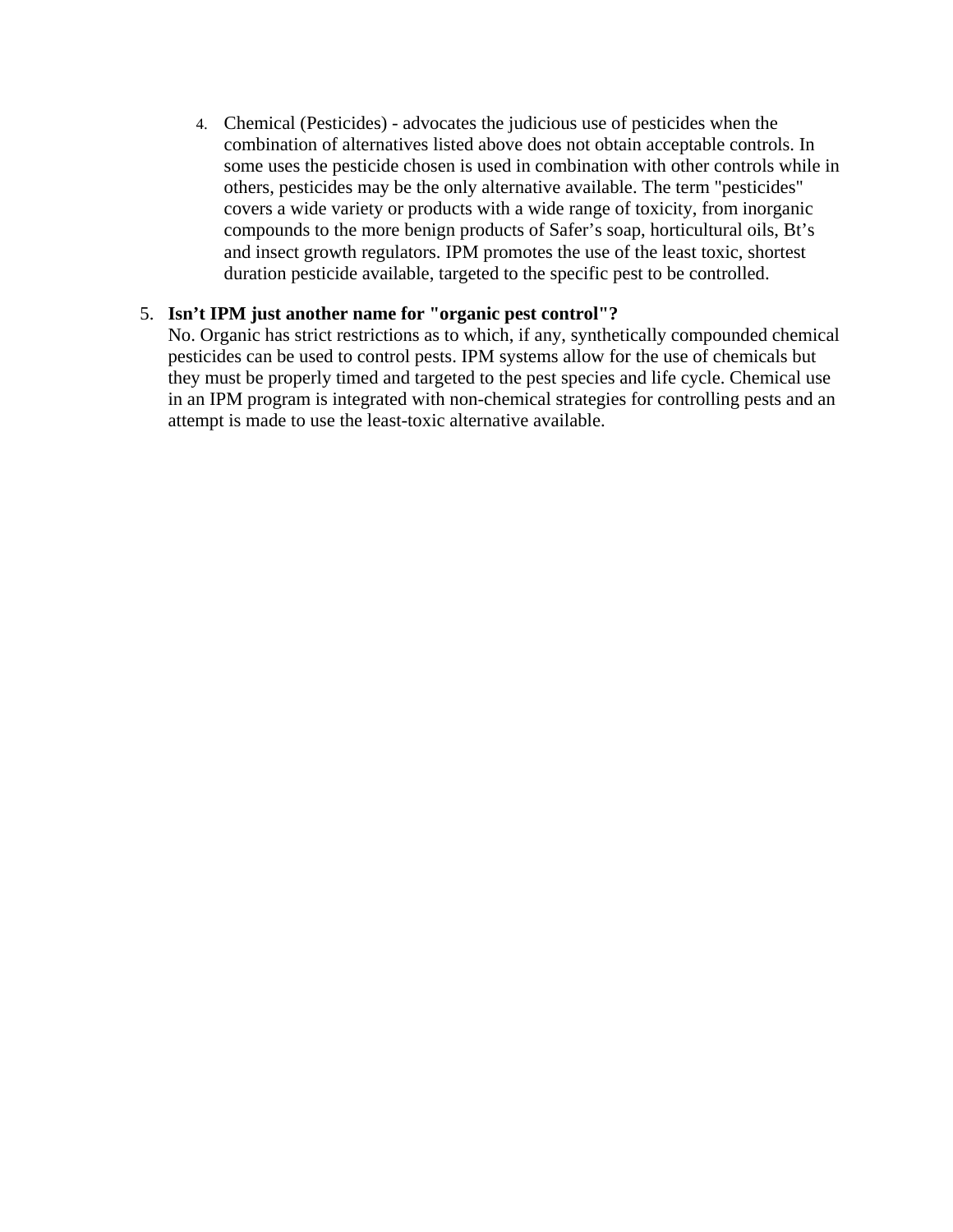4. Chemical (Pesticides) - advocates the judicious use of pesticides when the combination of alternatives listed above does not obtain acceptable controls. In some uses the pesticide chosen is used in combination with other controls while in others, pesticides may be the only alternative available. The term "pesticides" covers a wide variety or products with a wide range of toxicity, from inorganic compounds to the more benign products of Safer's soap, horticultural oils, Bt's and insect growth regulators. IPM promotes the use of the least toxic, shortest duration pesticide available, targeted to the specific pest to be controlled.

5. **Isn't IPM just another name for "organic pest control"?**
   No. Organic has strict restrictions as to which, if any, synthetically compounded chemical pesticides can be used to control pests. IPM systems allow for the use of chemicals but they must be properly timed and targeted to the pest species and life cycle. Chemical use in an IPM program is integrated with non-chemical strategies for controlling pests and an attempt is made to use the least-toxic alternative available.